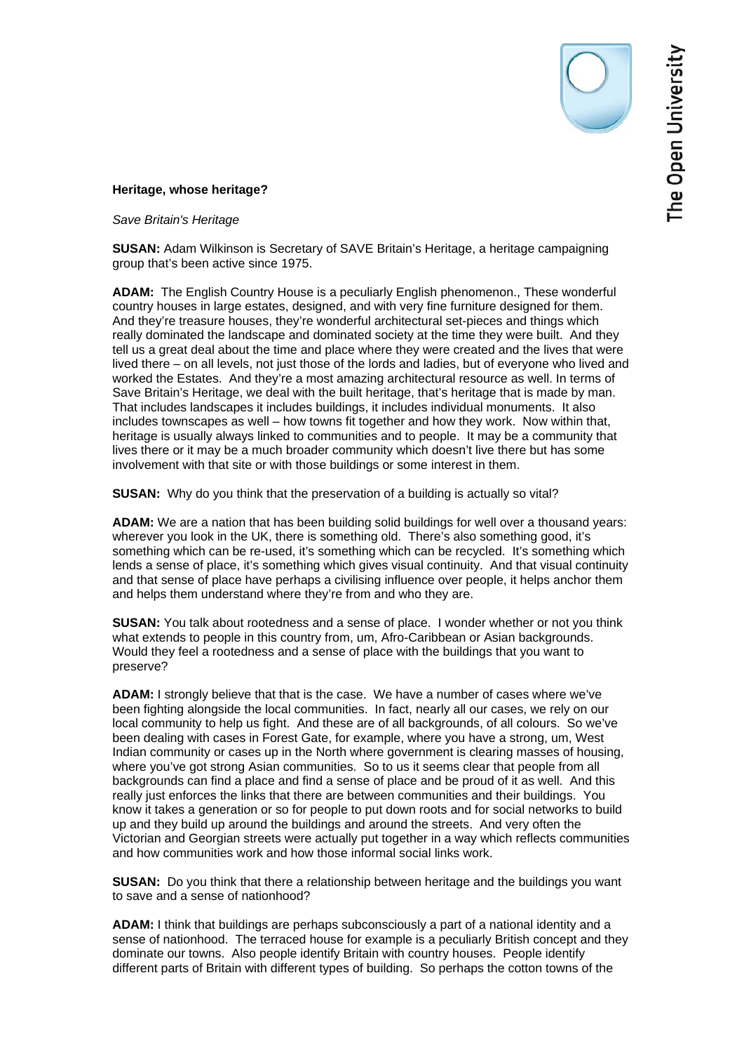**Heritage, whose heritage?**

*Save Britain's Heritage*

**SUSAN:** Adam Wilkinson is Secretary of SAVE Britain's Heritage, a heritage campaigning group that's been active since 1975.

**ADAM:** The English Country House is a peculiarly English phenomenon., These wonderful country houses in large estates, designed, and with very fine furniture designed for them. And they're treasure houses, they're wonderful architectural set-pieces and things which really dominated the landscape and dominated society at the time they were built. And they tell us a great deal about the time and place where they were created and the lives that were lived there – on all levels, not just those of the lords and ladies, but of everyone who lived and worked the Estates. And they're a most amazing architectural resource as well. In terms of Save Britain's Heritage, we deal with the built heritage, that's heritage that is made by man. That includes landscapes it includes buildings, it includes individual monuments. It also includes townscapes as well – how towns fit together and how they work. Now within that, heritage is usually always linked to communities and to people. It may be a community that lives there or it may be a much broader community which doesn't live there but has some involvement with that site or with those buildings or some interest in them.

**SUSAN:** Why do you think that the preservation of a building is actually so vital?

**ADAM:** We are a nation that has been building solid buildings for well over a thousand years: wherever you look in the UK, there is something old. There's also something good, it's something which can be re-used, it's something which can be recycled. It's something which lends a sense of place, it's something which gives visual continuity. And that visual continuity and that sense of place have perhaps a civilising influence over people, it helps anchor them and helps them understand where they're from and who they are.

**SUSAN:** You talk about rootedness and a sense of place. I wonder whether or not you think what extends to people in this country from, um, Afro-Caribbean or Asian backgrounds. Would they feel a rootedness and a sense of place with the buildings that you want to preserve?

**ADAM:** I strongly believe that that is the case. We have a number of cases where we've been fighting alongside the local communities. In fact, nearly all our cases, we rely on our local community to help us fight. And these are of all backgrounds, of all colours. So we've been dealing with cases in Forest Gate, for example, where you have a strong, um, West Indian community or cases up in the North where government is clearing masses of housing, where you've got strong Asian communities. So to us it seems clear that people from all backgrounds can find a place and find a sense of place and be proud of it as well. And this really just enforces the links that there are between communities and their buildings. You know it takes a generation or so for people to put down roots and for social networks to build up and they build up around the buildings and around the streets. And very often the Victorian and Georgian streets were actually put together in a way which reflects communities and how communities work and how those informal social links work.

**SUSAN:** Do you think that there a relationship between heritage and the buildings you want to save and a sense of nationhood?

**ADAM:** I think that buildings are perhaps subconsciously a part of a national identity and a sense of nationhood. The terraced house for example is a peculiarly British concept and they dominate our towns. Also people identify Britain with country houses. People identify different parts of Britain with different types of building. So perhaps the cotton towns of the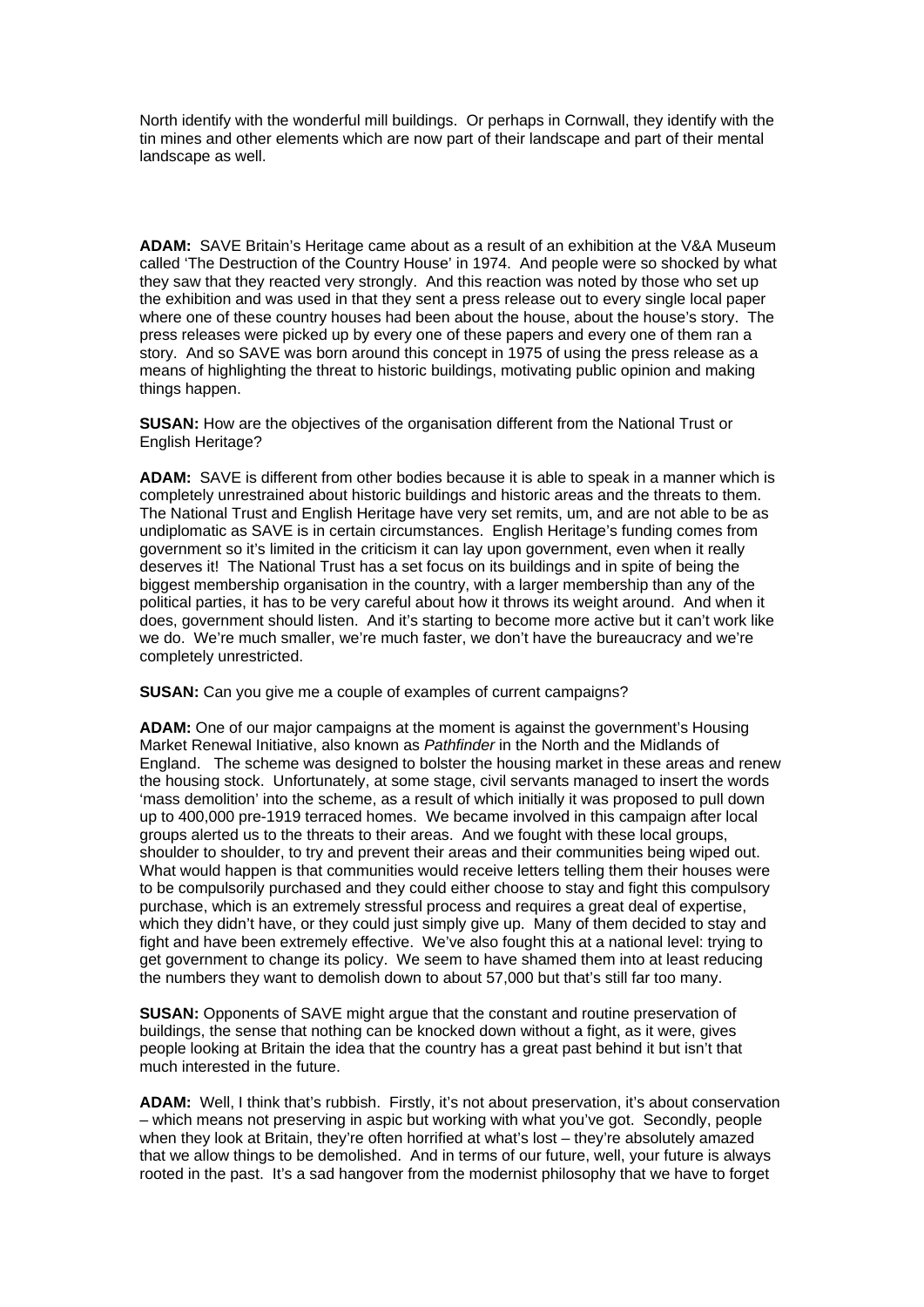North identify with the wonderful mill buildings. Or perhaps in Cornwall, they identify with the tin mines and other elements which are now part of their landscape and part of their mental landscape as well.

**ADAM:** SAVE Britain's Heritage came about as a result of an exhibition at the V&A Museum called 'The Destruction of the Country House' in 1974. And people were so shocked by what they saw that they reacted very strongly. And this reaction was noted by those who set up the exhibition and was used in that they sent a press release out to every single local paper where one of these country houses had been about the house, about the house's story. The press releases were picked up by every one of these papers and every one of them ran a story. And so SAVE was born around this concept in 1975 of using the press release as a means of highlighting the threat to historic buildings, motivating public opinion and making things happen.

**SUSAN:** How are the objectives of the organisation different from the National Trust or English Heritage?

**ADAM:** SAVE is different from other bodies because it is able to speak in a manner which is completely unrestrained about historic buildings and historic areas and the threats to them. The National Trust and English Heritage have very set remits, um, and are not able to be as undiplomatic as SAVE is in certain circumstances. English Heritage's funding comes from government so it's limited in the criticism it can lay upon government, even when it really deserves it! The National Trust has a set focus on its buildings and in spite of being the biggest membership organisation in the country, with a larger membership than any of the political parties, it has to be very careful about how it throws its weight around. And when it does, government should listen. And it's starting to become more active but it can't work like we do. We're much smaller, we're much faster, we don't have the bureaucracy and we're completely unrestricted.

**SUSAN:** Can you give me a couple of examples of current campaigns?

**ADAM:** One of our major campaigns at the moment is against the government's Housing Market Renewal Initiative, also known as *Pathfinder* in the North and the Midlands of England. The scheme was designed to bolster the housing market in these areas and renew the housing stock. Unfortunately, at some stage, civil servants managed to insert the words 'mass demolition' into the scheme, as a result of which initially it was proposed to pull down up to 400,000 pre-1919 terraced homes. We became involved in this campaign after local groups alerted us to the threats to their areas. And we fought with these local groups, shoulder to shoulder, to try and prevent their areas and their communities being wiped out. What would happen is that communities would receive letters telling them their houses were to be compulsorily purchased and they could either choose to stay and fight this compulsory purchase, which is an extremely stressful process and requires a great deal of expertise, which they didn't have, or they could just simply give up. Many of them decided to stay and fight and have been extremely effective. We've also fought this at a national level: trying to get government to change its policy. We seem to have shamed them into at least reducing the numbers they want to demolish down to about 57,000 but that's still far too many.

**SUSAN:** Opponents of SAVE might argue that the constant and routine preservation of buildings, the sense that nothing can be knocked down without a fight, as it were, gives people looking at Britain the idea that the country has a great past behind it but isn't that much interested in the future.

**ADAM:** Well, I think that's rubbish. Firstly, it's not about preservation, it's about conservation – which means not preserving in aspic but working with what you've got. Secondly, people when they look at Britain, they're often horrified at what's lost – they're absolutely amazed that we allow things to be demolished. And in terms of our future, well, your future is always rooted in the past. It's a sad hangover from the modernist philosophy that we have to forget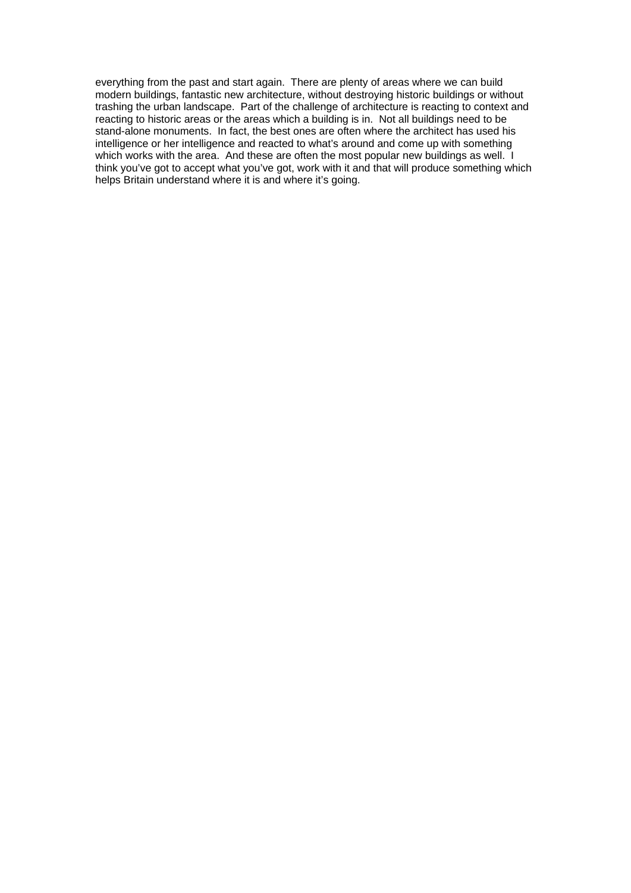everything from the past and start again. There are plenty of areas where we can build modern buildings, fantastic new architecture, without destroying historic buildings or without trashing the urban landscape. Part of the challenge of architecture is reacting to context and reacting to historic areas or the areas which a building is in. Not all buildings need to be stand-alone monuments. In fact, the best ones are often where the architect has used his intelligence or her intelligence and reacted to what's around and come up with something which works with the area. And these are often the most popular new buildings as well. I think you've got to accept what you've got, work with it and that will produce something which helps Britain understand where it is and where it's going.